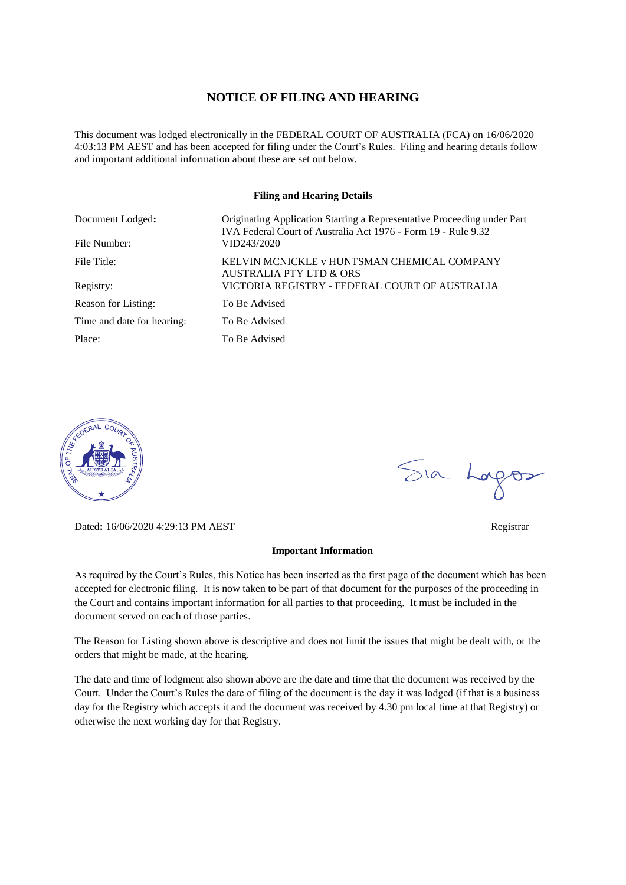# NOTICE OF FILING AND HEARING

This document was lodged electronically in the FEDERAL COURT OF AUSTRALIA (FCA) on 16/06/2020 4:03:13 PM AEST and has been accepted for filing under the Court's Rules. Filing and hearing details follow and important additional information about these are set out below.

## Filing and Hearing Details

| | |
|---|---|
| Document Lodged: | Originating Application Starting a Representative Proceeding under Part IVA Federal Court of Australia Act 1976 - Form 19 - Rule 9.32 |
| File Number: | VID243/2020 |
| File Title: | KELVIN MCNICKLE v HUNTSMAN CHEMICAL COMPANY AUSTRALIA PTY LTD & ORS |
| Registry: | VICTORIA REGISTRY - FEDERAL COURT OF AUSTRALIA |
| Reason for Listing: | To Be Advised |
| Time and date for hearing: | To Be Advised |
| Place: | To Be Advised |

Dated: 16/06/2020 4:29:13 PM AEST

Registrar

## Important Information

As required by the Court's Rules, this Notice has been inserted as the first page of the document which has been accepted for electronic filing. It is now taken to be part of that document for the purposes of the proceeding in the Court and contains important information for all parties to that proceeding. It must be included in the document served on each of those parties.

The Reason for Listing shown above is descriptive and does not limit the issues that might be dealt with, or the orders that might be made, at the hearing.

The date and time of lodgment also shown above are the date and time that the document was received by the Court. Under the Court's Rules the date of filing of the document is the day it was lodged (if that is a business day for the Registry which accepts it and the document was received by 4.30 pm local time at that Registry) or otherwise the next working day for that Registry.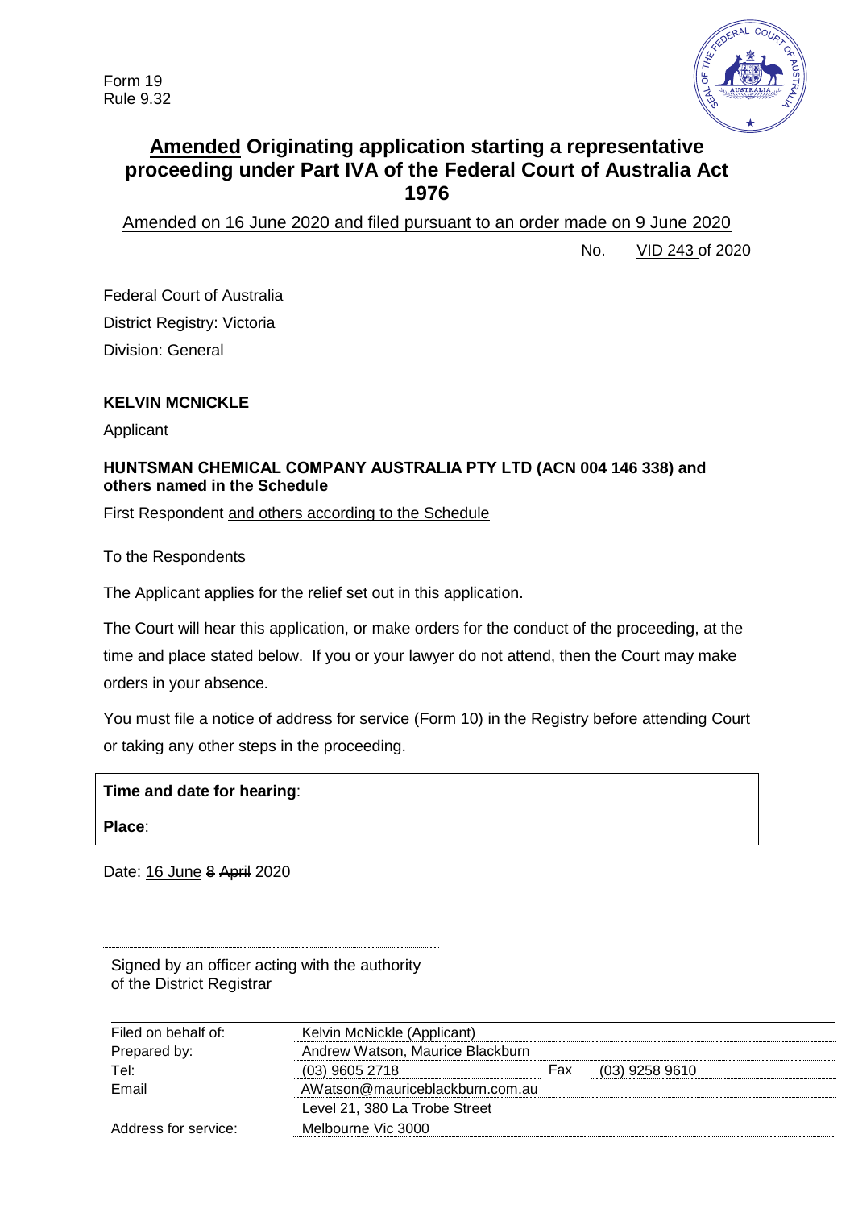Form 19
Rule 9.32

# <u>Amended</u> Originating application starting a representative proceeding under Part IVA of the Federal Court of Australia Act 1976

<u>Amended on 16 June 2020 and filed pursuant to an order made on 9 June 2020</u>

No. <u>VID 243</u> of 2020

Federal Court of Australia
District Registry: Victoria
Division: General

**KELVIN MCNICKLE**

Applicant

**HUNTSMAN CHEMICAL COMPANY AUSTRALIA PTY LTD (ACN 004 146 338) and others named in the Schedule**

First Respondent <u>and others according to the Schedule</u>

To the Respondents

The Applicant applies for the relief set out in this application.

The Court will hear this application, or make orders for the conduct of the proceeding, at the time and place stated below. If you or your lawyer do not attend, then the Court may make orders in your absence.

You must file a notice of address for service (Form 10) in the Registry before attending Court or taking any other steps in the proceeding.

**Time and date for hearing**:

**Place**:

Date: <u>16 June</u> ~~8 April~~ 2020

Signed by an officer acting with the authority of the District Registrar

| | | | |
|---|---|---|---|
| Filed on behalf of: | Kelvin McNickle (Applicant) | | |
| Prepared by: | Andrew Watson, Maurice Blackburn | | |
| Tel: | (03) 9605 2718 | Fax | (03) 9258 9610 |
| Email | AWatson@mauriceblackburn.com.au | | |
| | Level 21, 380 La Trobe Street | | |
| Address for service: | Melbourne Vic 3000 | | |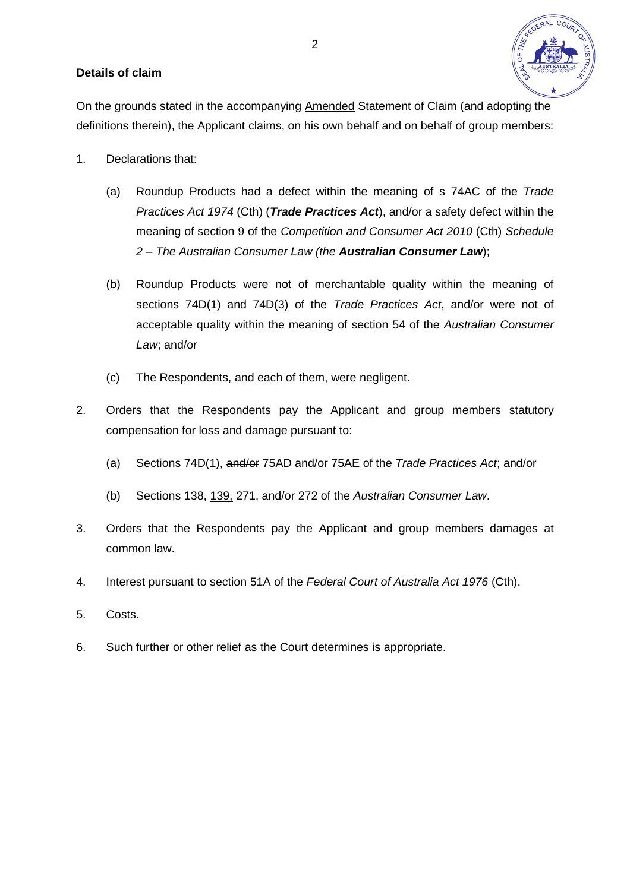**Details of claim**

On the grounds stated in the accompanying <u>Amended</u> Statement of Claim (and adopting the definitions therein), the Applicant claims, on his own behalf and on behalf of group members:

1. Declarations that:

   (a) Roundup Products had a defect within the meaning of s 74AC of the *Trade Practices Act 1974* (Cth) (***Trade Practices Act***), and/or a safety defect within the meaning of section 9 of the *Competition and Consumer Act 2010* (Cth) *Schedule 2 – The Australian Consumer Law (the **Australian Consumer Law**)*;

   (b) Roundup Products were not of merchantable quality within the meaning of sections 74D(1) and 74D(3) of the *Trade Practices Act*, and/or were not of acceptable quality within the meaning of section 54 of the *Australian Consumer Law*; and/or

   (c) The Respondents, and each of them, were negligent.

2. Orders that the Respondents pay the Applicant and group members statutory compensation for loss and damage pursuant to:

   (a) Sections 74D(1)<u>,</u> ~~and/or~~ 75AD <u>and/or 75AE</u> of the *Trade Practices Act*; and/or

   (b) Sections 138, <u>139,</u> 271, and/or 272 of the *Australian Consumer Law*.

3. Orders that the Respondents pay the Applicant and group members damages at common law.

4. Interest pursuant to section 51A of the *Federal Court of Australia Act 1976* (Cth).

5. Costs.

6. Such further or other relief as the Court determines is appropriate.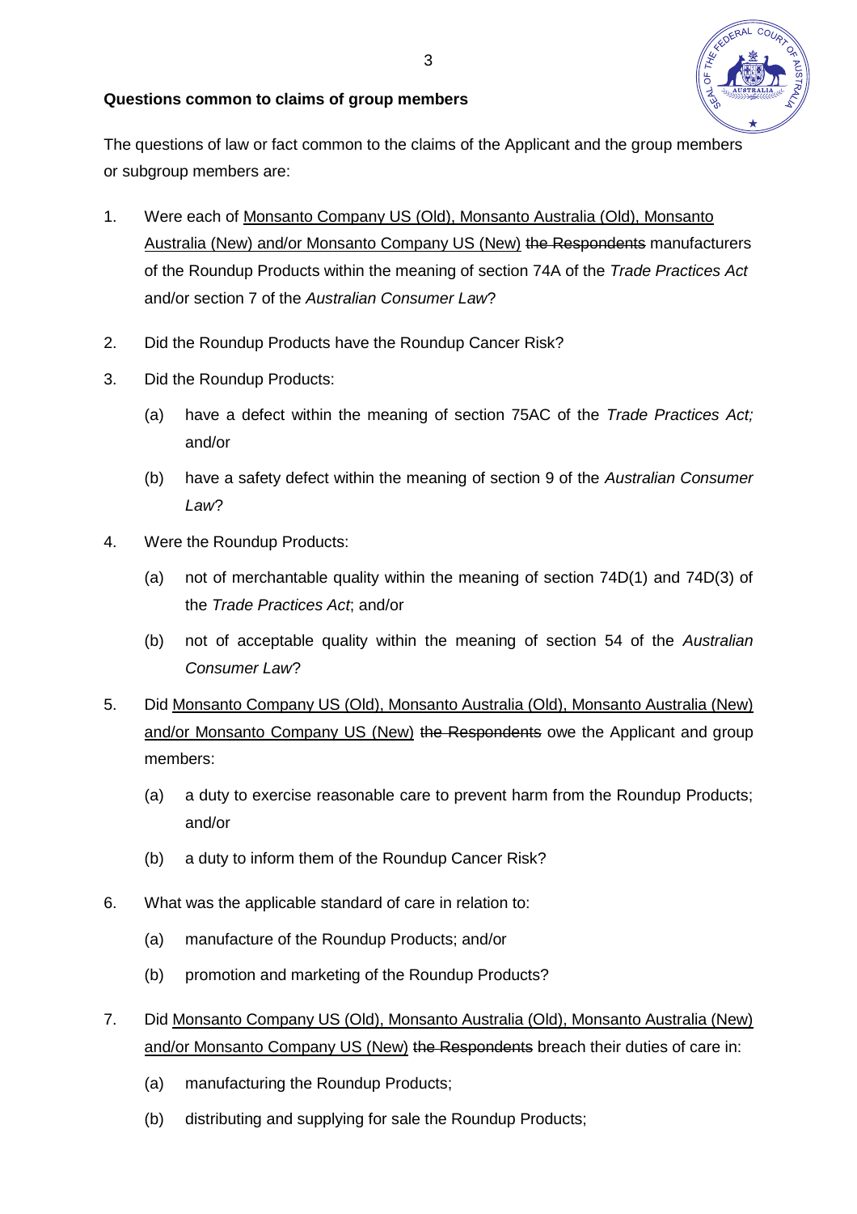**Questions common to claims of group members**

The questions of law or fact common to the claims of the Applicant and the group members or subgroup members are:

1. Were each of <u>Monsanto Company US (Old), Monsanto Australia (Old), Monsanto Australia (New) and/or Monsanto Company US (New)</u> ~~the Respondents~~ manufacturers of the Roundup Products within the meaning of section 74A of the *Trade Practices Act* and/or section 7 of the *Australian Consumer Law*?

2. Did the Roundup Products have the Roundup Cancer Risk?

3. Did the Roundup Products:

   (a) have a defect within the meaning of section 75AC of the *Trade Practices Act;* and/or

   (b) have a safety defect within the meaning of section 9 of the *Australian Consumer Law*?

4. Were the Roundup Products:

   (a) not of merchantable quality within the meaning of section 74D(1) and 74D(3) of the *Trade Practices Act*; and/or

   (b) not of acceptable quality within the meaning of section 54 of the *Australian Consumer Law*?

5. Did <u>Monsanto Company US (Old), Monsanto Australia (Old), Monsanto Australia (New) and/or Monsanto Company US (New)</u> ~~the Respondents~~ owe the Applicant and group members:

   (a) a duty to exercise reasonable care to prevent harm from the Roundup Products; and/or

   (b) a duty to inform them of the Roundup Cancer Risk?

6. What was the applicable standard of care in relation to:

   (a) manufacture of the Roundup Products; and/or

   (b) promotion and marketing of the Roundup Products?

7. Did <u>Monsanto Company US (Old), Monsanto Australia (Old), Monsanto Australia (New) and/or Monsanto Company US (New)</u> ~~the Respondents~~ breach their duties of care in:

   (a) manufacturing the Roundup Products;

   (b) distributing and supplying for sale the Roundup Products;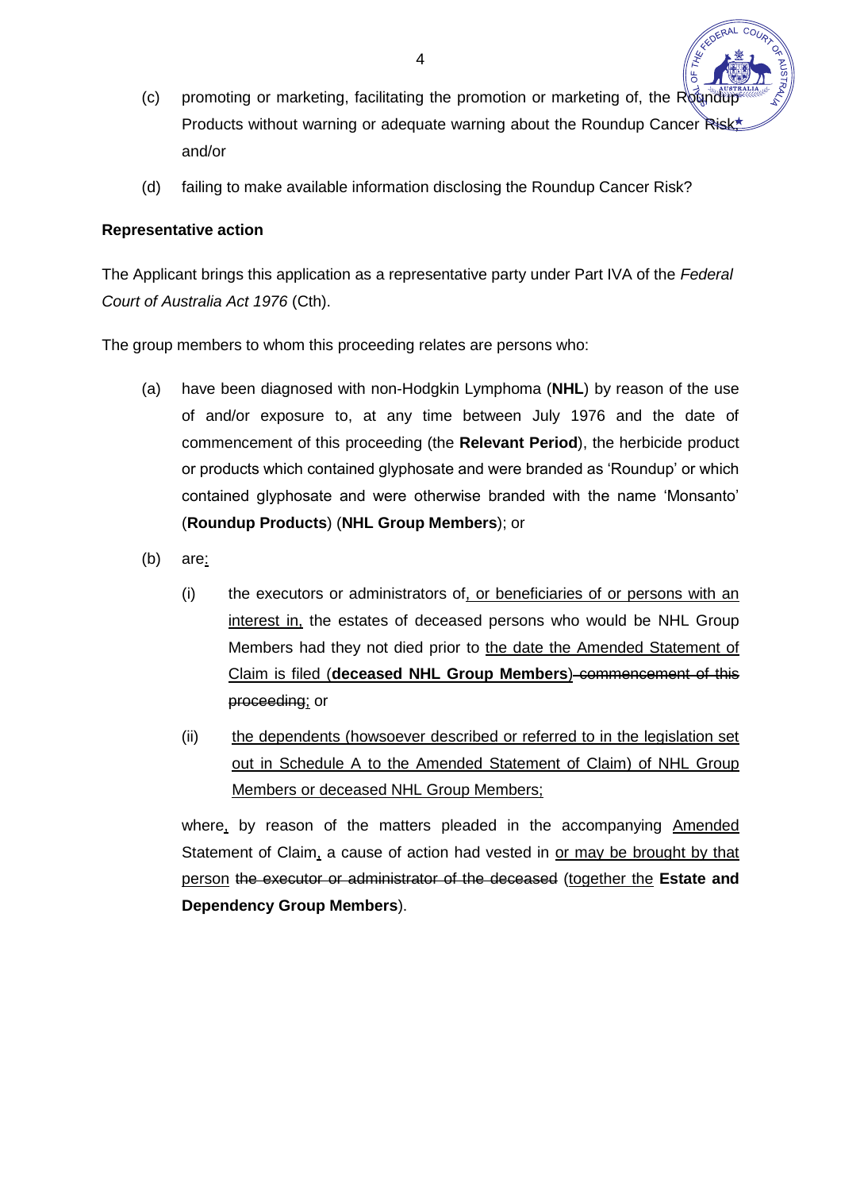(c) promoting or marketing, facilitating the promotion or marketing of, the Roundup Products without warning or adequate warning about the Roundup Cancer Risk; and/or

(d) failing to make available information disclosing the Roundup Cancer Risk?

**Representative action**

The Applicant brings this application as a representative party under Part IVA of the *Federal Court of Australia Act 1976* (Cth).

The group members to whom this proceeding relates are persons who:

(a) have been diagnosed with non-Hodgkin Lymphoma (**NHL**) by reason of the use of and/or exposure to, at any time between July 1976 and the date of commencement of this proceeding (the **Relevant Period**), the herbicide product or products which contained glyphosate and were branded as 'Roundup' or which contained glyphosate and were otherwise branded with the name 'Monsanto' (**Roundup Products**) (**NHL Group Members**); or

(b) are<u>:</u>

   (i) the executors or administrators of<u>, or beneficiaries of or persons with an interest in,</u> the estates of deceased persons who would be NHL Group Members had they not died prior to <u>the date the Amended Statement of Claim is filed (**deceased NHL Group Members**)</u> ~~commencement of this proceeding~~<u>;</u> or

   (ii) <u>the dependents (howsoever described or referred to in the legislation set out in Schedule A to the Amended Statement of Claim) of NHL Group Members or deceased NHL Group Members;</u>

where<u>,</u> by reason of the matters pleaded in the accompanying <u>Amended</u> Statement of Claim<u>,</u> a cause of action had vested in <u>or may be brought by that person</u> ~~the executor or administrator of the deceased~~ (<u>together the</u> **Estate and Dependency Group Members**).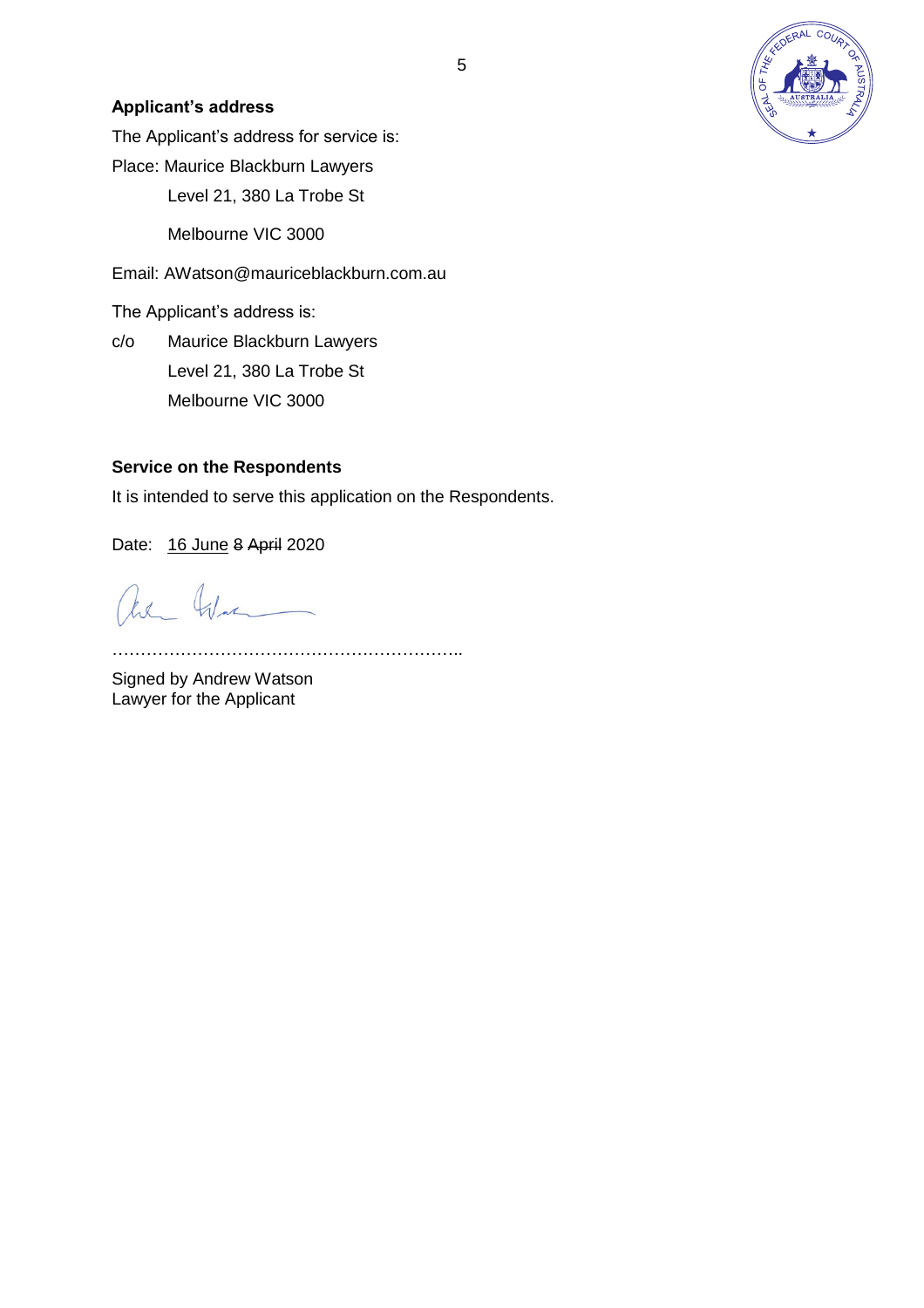**Applicant's address**

The Applicant's address for service is:

Place: Maurice Blackburn Lawyers

Level 21, 380 La Trobe St

Melbourne VIC 3000

Email: AWatson@mauriceblackburn.com.au

The Applicant's address is:

c/o Maurice Blackburn Lawyers

Level 21, 380 La Trobe St

Melbourne VIC 3000

**Service on the Respondents**

It is intended to serve this application on the Respondents.

Date: <u>16 June</u> ~~8 April~~ 2020

……………………………………………………..

Signed by Andrew Watson
Lawyer for the Applicant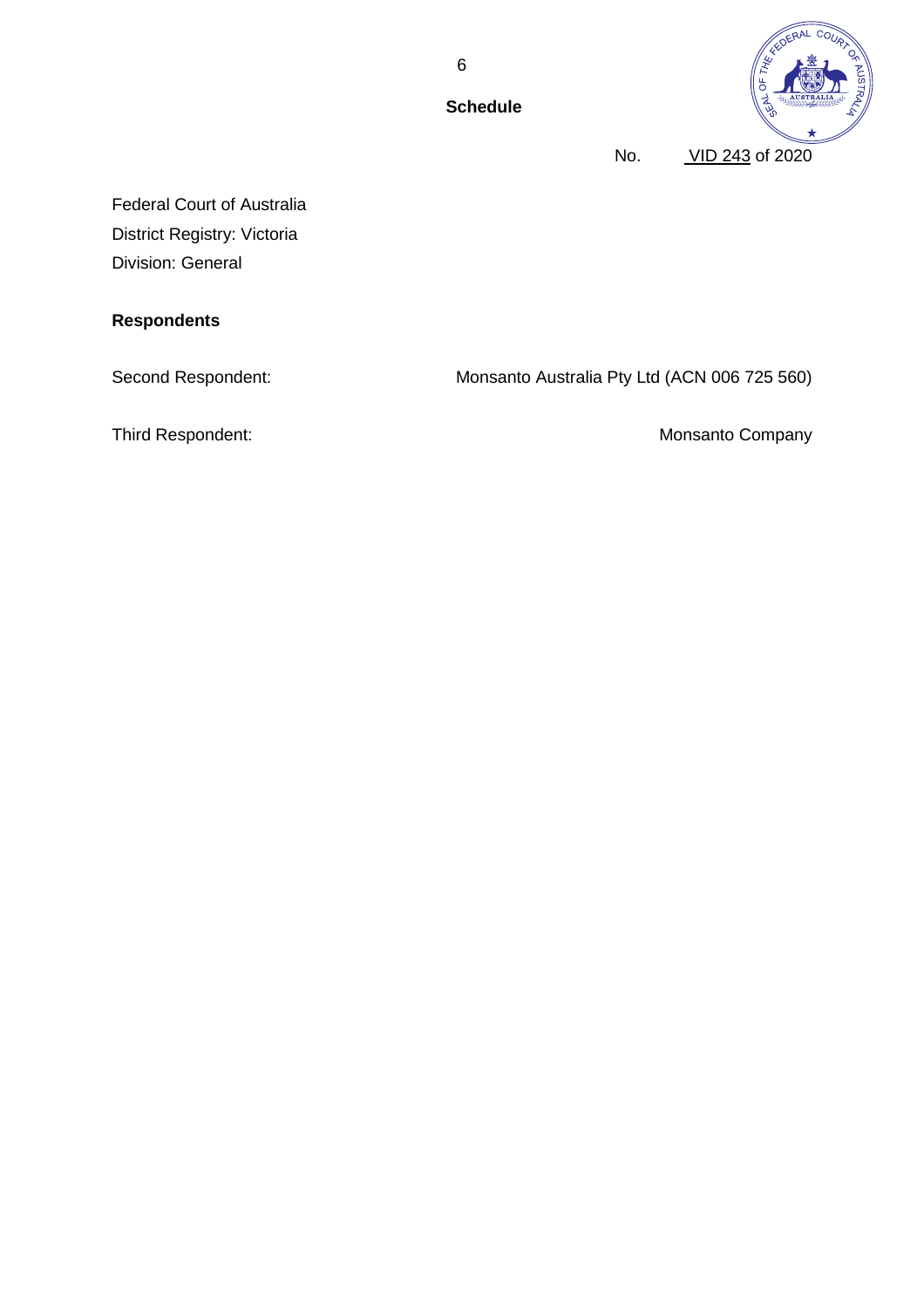**Schedule**

No. VID 243 of 2020

Federal Court of Australia
District Registry: Victoria
Division: General

**Respondents**

| | |
|---|---|
| Second Respondent: | Monsanto Australia Pty Ltd (ACN 006 725 560) |
| Third Respondent: | Monsanto Company |